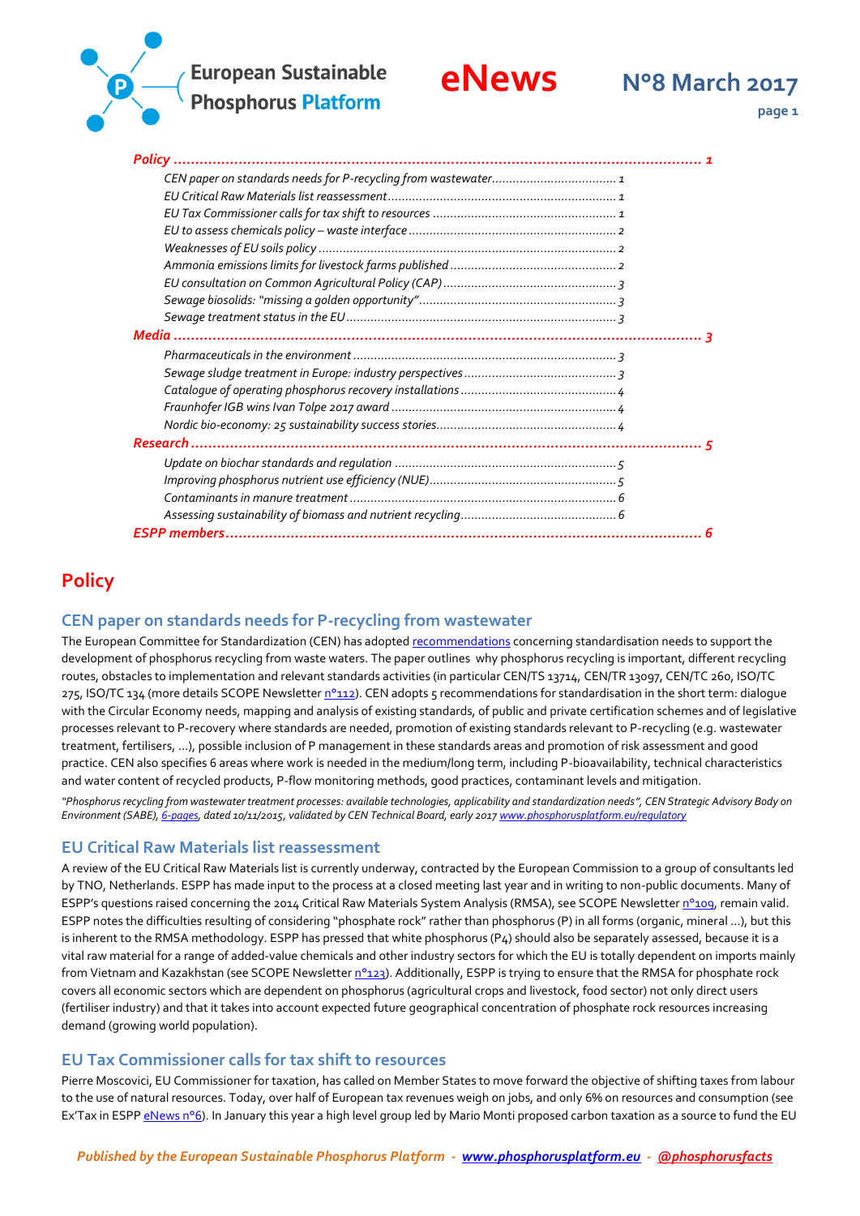European Sustainable Phosphorus Platform

# eNews N°8 March 2017

*Policy* ........ *1*
- *CEN paper on standards needs for P-recycling from wastewater* ........ *1*
- *EU Critical Raw Materials list reassessment* ........ *1*
- *EU Tax Commissioner calls for tax shift to resources* ........ *1*
- *EU to assess chemicals policy – waste interface* ........ *2*
- *Weaknesses of EU soils policy* ........ *2*
- *Ammonia emissions limits for livestock farms published* ........ *2*
- *EU consultation on Common Agricultural Policy (CAP)* ........ *3*
- *Sewage biosolids: "missing a golden opportunity"* ........ *3*
- *Sewage treatment status in the EU* ........ *3*

*Media* ........ *3*
- *Pharmaceuticals in the environment* ........ *3*
- *Sewage sludge treatment in Europe: industry perspectives* ........ *3*
- *Catalogue of operating phosphorus recovery installations* ........ *4*
- *Fraunhofer IGB wins Ivan Tolpe 2017 award* ........ *4*
- *Nordic bio-economy: 25 sustainability success stories* ........ *4*

*Research* ........ *5*
- *Update on biochar standards and regulation* ........ *5*
- *Improving phosphorus nutrient use efficiency (NUE)* ........ *5*
- *Contaminants in manure treatment* ........ *6*
- *Assessing sustainability of biomass and nutrient recycling* ........ *6*

*ESPP members* ........ *6*

## Policy

### CEN paper on standards needs for P-recycling from wastewater

The European Committee for Standardization (CEN) has adopted recommendations concerning standardisation needs to support the development of phosphorus recycling from waste waters. The paper outlines why phosphorus recycling is important, different recycling routes, obstacles to implementation and relevant standards activities (in particular CEN/TS 13714, CEN/TR 13097, CEN/TC 260, ISO/TC 275, ISO/TC 134 (more details SCOPE Newsletter n°112). CEN adopts 5 recommendations for standardisation in the short term: dialogue with the Circular Economy needs, mapping and analysis of existing standards, of public and private certification schemes and of legislative processes relevant to P-recovery where standards are needed, promotion of existing standards relevant to P-recycling (e.g. wastewater treatment, fertilisers, …), possible inclusion of P management in these standards areas and promotion of risk assessment and good practice. CEN also specifies 6 areas where work is needed in the medium/long term, including P-bioavailability, technical characteristics and water content of recycled products, P-flow monitoring methods, good practices, contaminant levels and mitigation.

*"Phosphorus recycling from wastewater treatment processes: available technologies, applicability and standardization needs", CEN Strategic Advisory Body on Environment (SABE), 6-pages, dated 10/11/2015, validated by CEN Technical Board, early 2017 www.phosphorusplatform.eu/regulatory*

### EU Critical Raw Materials list reassessment

A review of the EU Critical Raw Materials list is currently underway, contracted by the European Commission to a group of consultants led by TNO, Netherlands. ESPP has made input to the process at a closed meeting last year and in writing to non-public documents. Many of ESPP's questions raised concerning the 2014 Critical Raw Materials System Analysis (RMSA), see SCOPE Newsletter n°109, remain valid. ESPP notes the difficulties resulting of considering "phosphate rock" rather than phosphorus (P) in all forms (organic, mineral …), but this is inherent to the RMSA methodology. ESPP has pressed that white phosphorus ($P_4$) should also be separately assessed, because it is a vital raw material for a range of added-value chemicals and other industry sectors for which the EU is totally dependent on imports mainly from Vietnam and Kazakhstan (see SCOPE Newsletter n°123). Additionally, ESPP is trying to ensure that the RMSA for phosphate rock covers all economic sectors which are dependent on phosphorus (agricultural crops and livestock, food sector) not only direct users (fertiliser industry) and that it takes into account expected future geographical concentration of phosphate rock resources increasing demand (growing world population).

### EU Tax Commissioner calls for tax shift to resources

Pierre Moscovici, EU Commissioner for taxation, has called on Member States to move forward the objective of shifting taxes from labour to the use of natural resources. Today, over half of European tax revenues weigh on jobs, and only 6% on resources and consumption (see Ex'Tax in ESPP eNews n°6). In January this year a high level group led by Mario Monti proposed carbon taxation as a source to fund the EU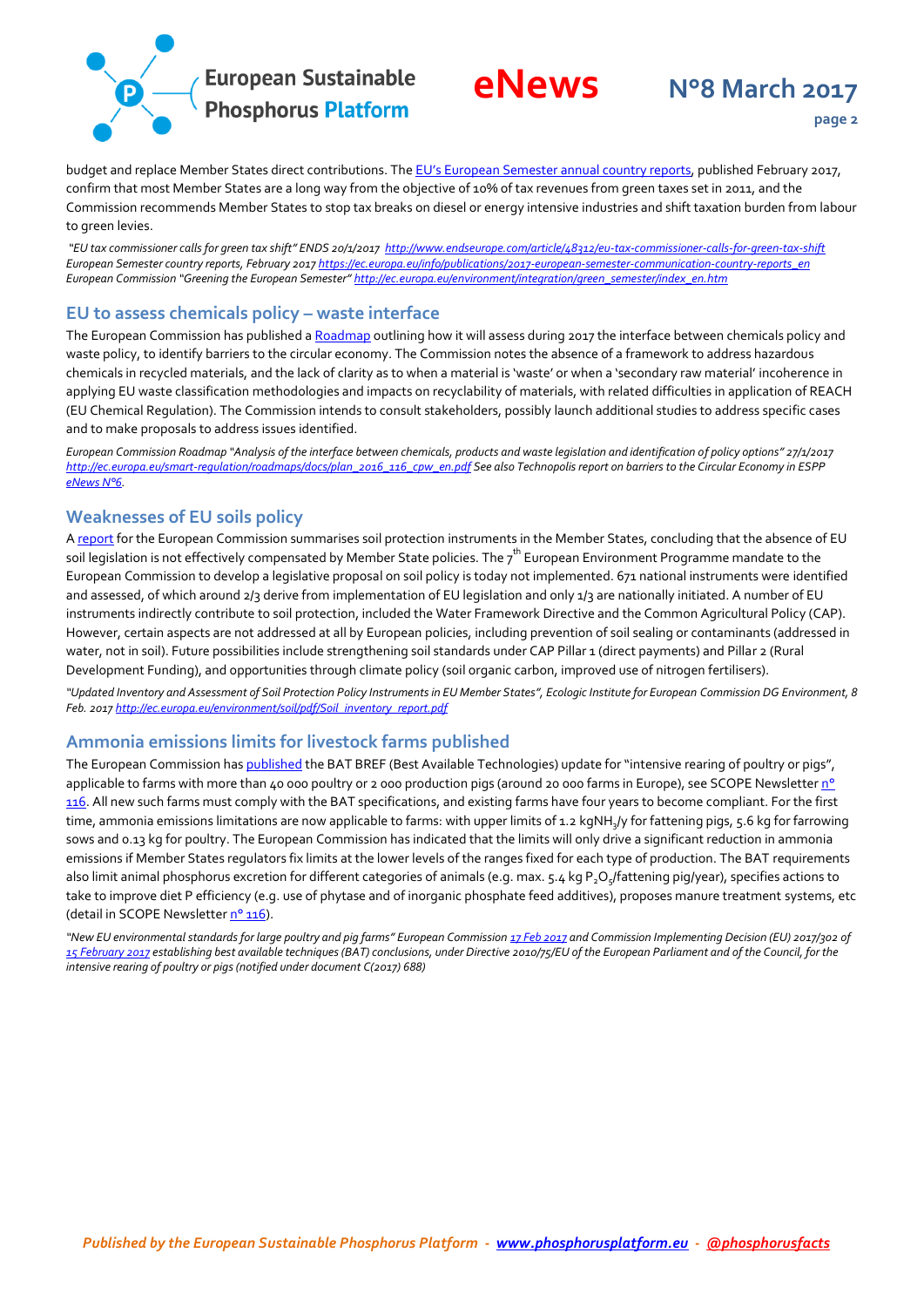budget and replace Member States direct contributions. The EU's European Semester annual country reports, published February 2017, confirm that most Member States are a long way from the objective of 10% of tax revenues from green taxes set in 2011, and the Commission recommends Member States to stop tax breaks on diesel or energy intensive industries and shift taxation burden from labour to green levies.

*"EU tax commissioner calls for green tax shift" ENDS 20/1/2017 http://www.endseurope.com/article/48312/eu-tax-commissioner-calls-for-green-tax-shift*
*European Semester country reports, February 2017 https://ec.europa.eu/info/publications/2017-european-semester-communication-country-reports_en*
*European Commission "Greening the European Semester" http://ec.europa.eu/environment/integration/green_semester/index_en.htm*

## EU to assess chemicals policy – waste interface

The European Commission has published a Roadmap outlining how it will assess during 2017 the interface between chemicals policy and waste policy, to identify barriers to the circular economy. The Commission notes the absence of a framework to address hazardous chemicals in recycled materials, and the lack of clarity as to when a material is 'waste' or when a 'secondary raw material' incoherence in applying EU waste classification methodologies and impacts on recyclability of materials, with related difficulties in application of REACH (EU Chemical Regulation). The Commission intends to consult stakeholders, possibly launch additional studies to address specific cases and to make proposals to address issues identified.

*European Commission Roadmap "Analysis of the interface between chemicals, products and waste legislation and identification of policy options" 27/1/2017 http://ec.europa.eu/smart-regulation/roadmaps/docs/plan_2016_116_cpw_en.pdf See also Technopolis report on barriers to the Circular Economy in ESPP eNews N°6.*

## Weaknesses of EU soils policy

A report for the European Commission summarises soil protection instruments in the Member States, concluding that the absence of EU soil legislation is not effectively compensated by Member State policies. The 7th European Environment Programme mandate to the European Commission to develop a legislative proposal on soil policy is today not implemented. 671 national instruments were identified and assessed, of which around 2/3 derive from implementation of EU legislation and only 1/3 are nationally initiated. A number of EU instruments indirectly contribute to soil protection, included the Water Framework Directive and the Common Agricultural Policy (CAP). However, certain aspects are not addressed at all by European policies, including prevention of soil sealing or contaminants (addressed in water, not in soil). Future possibilities include strengthening soil standards under CAP Pillar 1 (direct payments) and Pillar 2 (Rural Development Funding), and opportunities through climate policy (soil organic carbon, improved use of nitrogen fertilisers).

*"Updated Inventory and Assessment of Soil Protection Policy Instruments in EU Member States", Ecologic Institute for European Commission DG Environment, 8 Feb. 2017 http://ec.europa.eu/environment/soil/pdf/Soil_inventory_report.pdf*

## Ammonia emissions limits for livestock farms published

The European Commission has published the BAT BREF (Best Available Technologies) update for "intensive rearing of poultry or pigs", applicable to farms with more than 40 000 poultry or 2 000 production pigs (around 20 000 farms in Europe), see SCOPE Newsletter n° 116. All new such farms must comply with the BAT specifications, and existing farms have four years to become compliant. For the first time, ammonia emissions limitations are now applicable to farms: with upper limits of 1.2 kg$NH_3$/y for fattening pigs, 5.6 kg for farrowing sows and 0.13 kg for poultry. The European Commission has indicated that the limits will only drive a significant reduction in ammonia emissions if Member States regulators fix limits at the lower levels of the ranges fixed for each type of production. The BAT requirements also limit animal phosphorus excretion for different categories of animals (e.g. max. 5.4 kg $P_2O_5$/fattening pig/year), specifies actions to take to improve diet P efficiency (e.g. use of phytase and of inorganic phosphate feed additives), proposes manure treatment systems, etc (detail in SCOPE Newsletter n° 116).

*"New EU environmental standards for large poultry and pig farms" European Commission 17 Feb 2017 and Commission Implementing Decision (EU) 2017/302 of 15 February 2017 establishing best available techniques (BAT) conclusions, under Directive 2010/75/EU of the European Parliament and of the Council, for the intensive rearing of poultry or pigs (notified under document C(2017) 688)*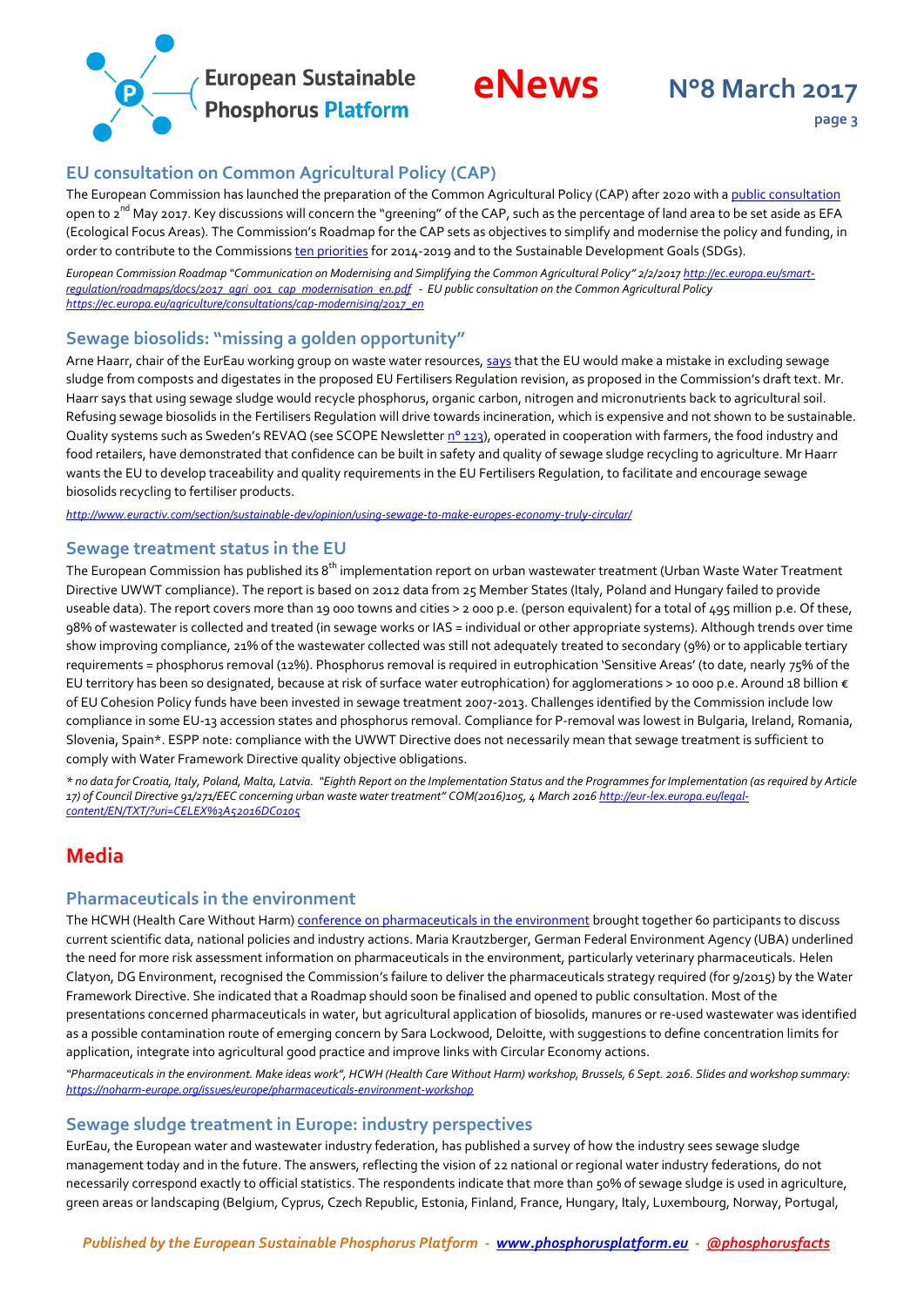## EU consultation on Common Agricultural Policy (CAP)

The European Commission has launched the preparation of the Common Agricultural Policy (CAP) after 2020 with a public consultation open to 2[nd] May 2017. Key discussions will concern the "greening" of the CAP, such as the percentage of land area to be set aside as EFA (Ecological Focus Areas). The Commission's Roadmap for the CAP sets as objectives to simplify and modernise the policy and funding, in order to contribute to the Commissions ten priorities for 2014-2019 and to the Sustainable Development Goals (SDGs).

*European Commission Roadmap "Communication on Modernising and Simplifying the Common Agricultural Policy" 2/2/2017 http://ec.europa.eu/smart-regulation/roadmaps/docs/2017_agri_001_cap_modernisation_en.pdf - EU public consultation on the Common Agricultural Policy https://ec.europa.eu/agriculture/consultations/cap-modernising/2017_en*

## Sewage biosolids: "missing a golden opportunity"

Arne Haarr, chair of the EurEau working group on waste water resources, says that the EU would make a mistake in excluding sewage sludge from composts and digestates in the proposed EU Fertilisers Regulation revision, as proposed in the Commission's draft text. Mr. Haarr says that using sewage sludge would recycle phosphorus, organic carbon, nitrogen and micronutrients back to agricultural soil. Refusing sewage biosolids in the Fertilisers Regulation will drive towards incineration, which is expensive and not shown to be sustainable. Quality systems such as Sweden's REVAQ (see SCOPE Newsletter n° 123), operated in cooperation with farmers, the food industry and food retailers, have demonstrated that confidence can be built in safety and quality of sewage sludge recycling to agriculture. Mr Haarr wants the EU to develop traceability and quality requirements in the EU Fertilisers Regulation, to facilitate and encourage sewage biosolids recycling to fertiliser products.

*http://www.euractiv.com/section/sustainable-dev/opinion/using-sewage-to-make-europes-economy-truly-circular/*

## Sewage treatment status in the EU

The European Commission has published its 8[th] implementation report on urban wastewater treatment (Urban Waste Water Treatment Directive UWWT compliance). The report is based on 2012 data from 25 Member States (Italy, Poland and Hungary failed to provide useable data). The report covers more than 19 000 towns and cities > 2 000 p.e. (person equivalent) for a total of 495 million p.e. Of these, 98% of wastewater is collected and treated (in sewage works or IAS = individual or other appropriate systems). Although trends over time show improving compliance, 21% of the wastewater collected was still not adequately treated to secondary (9%) or to applicable tertiary requirements = phosphorus removal (12%). Phosphorus removal is required in eutrophication 'Sensitive Areas' (to date, nearly 75% of the EU territory has been so designated, because at risk of surface water eutrophication) for agglomerations > 10 000 p.e. Around 18 billion € of EU Cohesion Policy funds have been invested in sewage treatment 2007-2013. Challenges identified by the Commission include low compliance in some EU-13 accession states and phosphorus removal. Compliance for P-removal was lowest in Bulgaria, Ireland, Romania, Slovenia, Spain*. ESPP note: compliance with the UWWT Directive does not necessarily mean that sewage treatment is sufficient to comply with Water Framework Directive quality objective obligations.

*\* no data for Croatia, Italy, Poland, Malta, Latvia. "Eighth Report on the Implementation Status and the Programmes for Implementation (as required by Article 17) of Council Directive 91/271/EEC concerning urban waste water treatment" COM(2016)105, 4 March 2016 http://eur-lex.europa.eu/legal-content/EN/TXT/?uri=CELEX%3A52016DC0105*

# Media

## Pharmaceuticals in the environment

The HCWH (Health Care Without Harm) conference on pharmaceuticals in the environment brought together 60 participants to discuss current scientific data, national policies and industry actions. Maria Krautzberger, German Federal Environment Agency (UBA) underlined the need for more risk assessment information on pharmaceuticals in the environment, particularly veterinary pharmaceuticals. Helen Clatyon, DG Environment, recognised the Commission's failure to deliver the pharmaceuticals strategy required (for 9/2015) by the Water Framework Directive. She indicated that a Roadmap should soon be finalised and opened to public consultation. Most of the presentations concerned pharmaceuticals in water, but agricultural application of biosolids, manures or re-used wastewater was identified as a possible contamination route of emerging concern by Sara Lockwood, Deloitte, with suggestions to define concentration limits for application, integrate into agricultural good practice and improve links with Circular Economy actions.

*"Pharmaceuticals in the environment. Make ideas work", HCWH (Health Care Without Harm) workshop, Brussels, 6 Sept. 2016. Slides and workshop summary: https://noharm-europe.org/issues/europe/pharmaceuticals-environment-workshop*

## Sewage sludge treatment in Europe: industry perspectives

EurEau, the European water and wastewater industry federation, has published a survey of how the industry sees sewage sludge management today and in the future. The answers, reflecting the vision of 22 national or regional water industry federations, do not necessarily correspond exactly to official statistics. The respondents indicate that more than 50% of sewage sludge is used in agriculture, green areas or landscaping (Belgium, Cyprus, Czech Republic, Estonia, Finland, France, Hungary, Italy, Luxembourg, Norway, Portugal,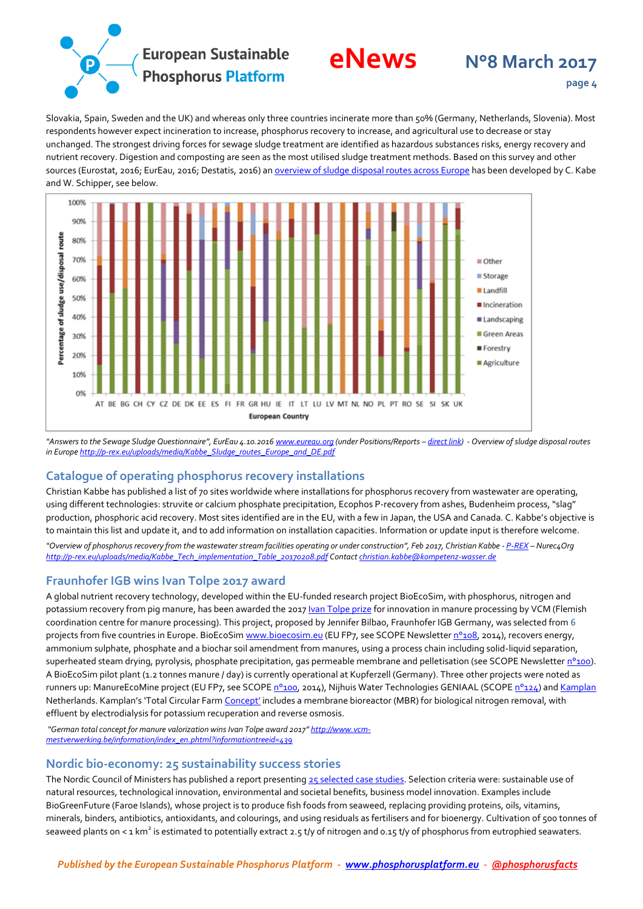Slovakia, Spain, Sweden and the UK) and whereas only three countries incinerate more than 50% (Germany, Netherlands, Slovenia). Most respondents however expect incineration to increase, phosphorus recovery to increase, and agricultural use to decrease or stay unchanged. The strongest driving forces for sewage sludge treatment are identified as hazardous substances risks, energy recovery and nutrient recovery. Digestion and composting are seen as the most utilised sludge treatment methods. Based on this survey and other sources (Eurostat, 2016; EurEau, 2016; Destatis, 2016) an overview of sludge disposal routes across Europe has been developed by C. Kabe and W. Schipper, see below.

Percentage of sludge use/disposal route

100%
90%
80%
70%
60%
50%
40%
30%
20%
10%
0%

AT BE BG CH CY CZ DE DK EE ES FI FR GR HU IE IT LT LU LV MT NL NO PL PT RO SE SI SK UK

European Country

Other
Storage
Landfill
Incineration
Landscaping
Green Areas
Forestry
Agriculture

*"Answers to the Sewage Sludge Questionnaire", EurEau 4.10.2016 www.eureau.org (under Positions/Reports – direct link) - Overview of sludge disposal routes in Europe http://p-rex.eu/uploads/media/Kabbe_Sludge_routes_Europe_and_DE.pdf*

## Catalogue of operating phosphorus recovery installations

Christian Kabbe has published a list of 70 sites worldwide where installations for phosphorus recovery from wastewater are operating, using different technologies: struvite or calcium phosphate precipitation, Ecophos P-recovery from ashes, Budenheim process, "slag" production, phosphoric acid recovery. Most sites identified are in the EU, with a few in Japan, the USA and Canada. C. Kabbe's objective is to maintain this list and update it, and to add information on installation capacities. Information or update input is therefore welcome.

*"Overview of phosphorus recovery from the wastewater stream facilities operating or under construction", Feb 2017, Christian Kabbe - P-REX – Nurec4Org http://p-rex.eu/uploads/media/Kabbe_Tech_implementation_Table_20170208.pdf Contact christian.kabbe@kompetenz-wasser.de*

## Fraunhofer IGB wins Ivan Tolpe 2017 award

A global nutrient recovery technology, developed within the EU-funded research project BioEcoSim, with phosphorus, nitrogen and potassium recovery from pig manure, has been awarded the 2017 Ivan Tolpe prize for innovation in manure processing by VCM (Flemish coordination centre for manure processing). This project, proposed by Jennifer Bilbao, Fraunhofer IGB Germany, was selected from 6 projects from five countries in Europe. BioEcoSim www.bioecosim.eu (EU FP7, see SCOPE Newsletter n°108, 2014), recovers energy, ammonium sulphate, phosphate and a biochar soil amendment from manures, using a process chain including solid-liquid separation, superheated steam drying, pyrolysis, phosphate precipitation, gas permeable membrane and pelletisation (see SCOPE Newsletter n°100). A BioEcoSim pilot plant (1.2 tonnes manure / day) is currently operational at Kupferzell (Germany). Three other projects were noted as runners up: ManureEcoMine project (EU FP7, see SCOPE n°100, 2014), Nijhuis Water Technologies GENIAAL (SCOPE n°124) and Kamplan Netherlands. Kamplan's 'Total Circular Farm Concept' includes a membrane bioreactor (MBR) for biological nitrogen removal, with effluent by electrodialysis for potassium recuperation and reverse osmosis.

*"German total concept for manure valorization wins Ivan Tolpe award 2017" http://www.vcm-mestverwerking.be/information/index_en.phtml?informationtreeid=439*

## Nordic bio-economy: 25 sustainability success stories

The Nordic Council of Ministers has published a report presenting 25 selected case studies. Selection criteria were: sustainable use of natural resources, technological innovation, environmental and societal benefits, business model innovation. Examples include BioGreenFuture (Faroe Islands), whose project is to produce fish foods from seaweed, replacing providing proteins, oils, vitamins, minerals, binders, antibiotics, antioxidants, and colourings, and using residuals as fertilisers and for bioenergy. Cultivation of 500 tonnes of seaweed plants on < 1 $km^2$ is estimated to potentially extract 2.5 t/y of nitrogen and 0.15 t/y of phosphorus from eutrophied seawaters.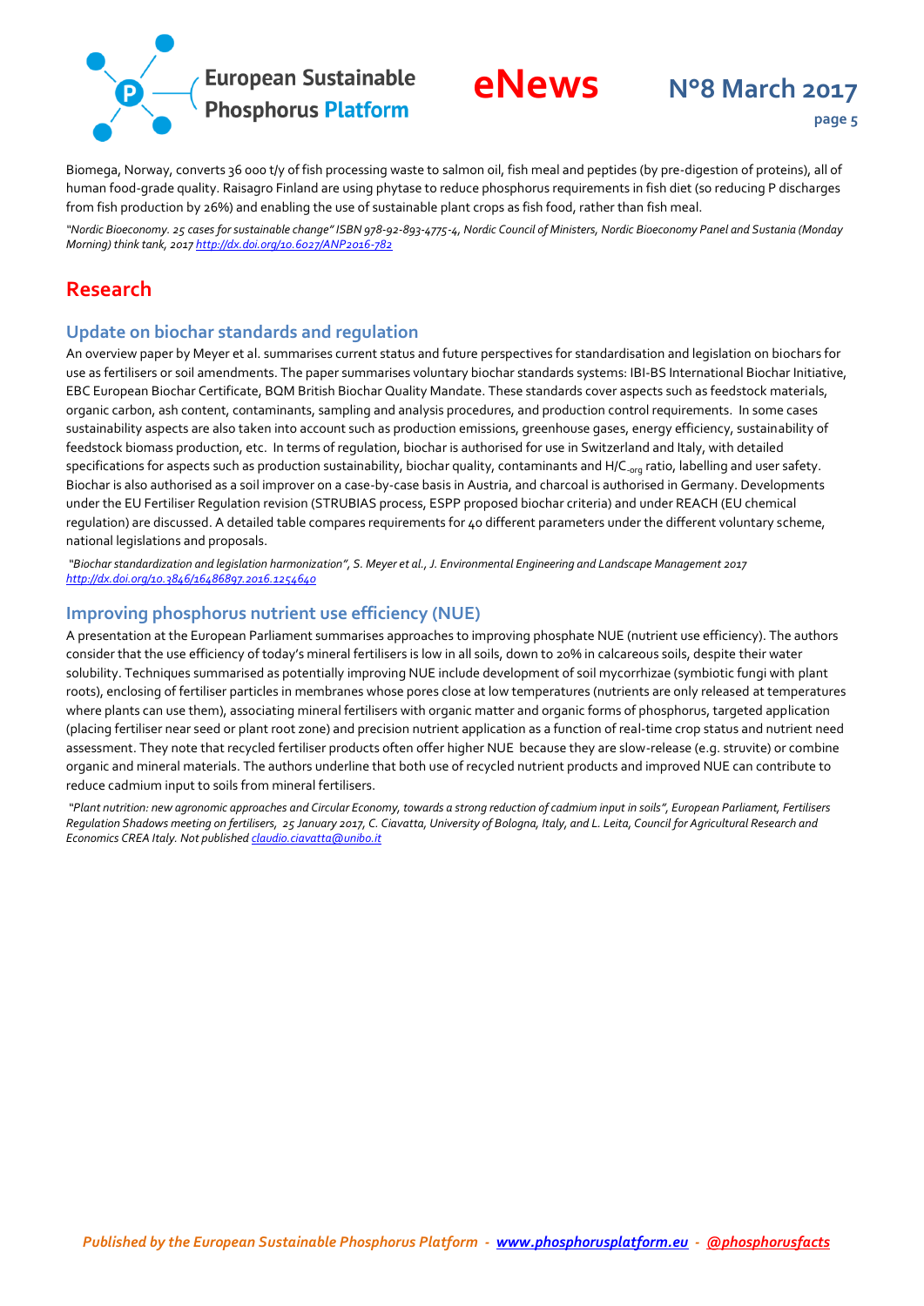Biomega, Norway, converts 36 000 t/y of fish processing waste to salmon oil, fish meal and peptides (by pre-digestion of proteins), all of human food-grade quality. Raisagro Finland are using phytase to reduce phosphorus requirements in fish diet (so reducing P discharges from fish production by 26%) and enabling the use of sustainable plant crops as fish food, rather than fish meal.

*"Nordic Bioeconomy. 25 cases for sustainable change" ISBN 978-92-893-4775-4, Nordic Council of Ministers, Nordic Bioeconomy Panel and Sustania (Monday Morning) think tank, 2017 [http://dx.doi.org/10.6027/ANP2016-782](http://dx.doi.org/10.6027/ANP2016-782)*

# Research

## Update on biochar standards and regulation

An overview paper by Meyer et al. summarises current status and future perspectives for standardisation and legislation on biochars for use as fertilisers or soil amendments. The paper summarises voluntary biochar standards systems: IBI-BS International Biochar Initiative, EBC European Biochar Certificate, BQM British Biochar Quality Mandate. These standards cover aspects such as feedstock materials, organic carbon, ash content, contaminants, sampling and analysis procedures, and production control requirements. In some cases sustainability aspects are also taken into account such as production emissions, greenhouse gases, energy efficiency, sustainability of feedstock biomass production, etc. In terms of regulation, biochar is authorised for use in Switzerland and Italy, with detailed specifications for aspects such as production sustainability, biochar quality, contaminants and $H/C_{-org}$ ratio, labelling and user safety. Biochar is also authorised as a soil improver on a case-by-case basis in Austria, and charcoal is authorised in Germany. Developments under the EU Fertiliser Regulation revision (STRUBIAS process, ESPP proposed biochar criteria) and under REACH (EU chemical regulation) are discussed. A detailed table compares requirements for 40 different parameters under the different voluntary scheme, national legislations and proposals.

*"Biochar standardization and legislation harmonization", S. Meyer et al., J. Environmental Engineering and Landscape Management 2017 [http://dx.doi.org/10.3846/16486897.2016.1254640](http://dx.doi.org/10.3846/16486897.2016.1254640)*

## Improving phosphorus nutrient use efficiency (NUE)

A presentation at the European Parliament summarises approaches to improving phosphate NUE (nutrient use efficiency). The authors consider that the use efficiency of today's mineral fertilisers is low in all soils, down to 20% in calcareous soils, despite their water solubility. Techniques summarised as potentially improving NUE include development of soil mycorrhizae (symbiotic fungi with plant roots), enclosing of fertiliser particles in membranes whose pores close at low temperatures (nutrients are only released at temperatures where plants can use them), associating mineral fertilisers with organic matter and organic forms of phosphorus, targeted application (placing fertiliser near seed or plant root zone) and precision nutrient application as a function of real-time crop status and nutrient need assessment. They note that recycled fertiliser products often offer higher NUE because they are slow-release (e.g. struvite) or combine organic and mineral materials. The authors underline that both use of recycled nutrient products and improved NUE can contribute to reduce cadmium input to soils from mineral fertilisers.

*"Plant nutrition: new agronomic approaches and Circular Economy, towards a strong reduction of cadmium input in soils", European Parliament, Fertilisers Regulation Shadows meeting on fertilisers, 25 January 2017, C. Ciavatta, University of Bologna, Italy, and L. Leita, Council for Agricultural Research and Economics CREA Italy. Not published [claudio.ciavatta@unibo.it](mailto:claudio.ciavatta@unibo.it)*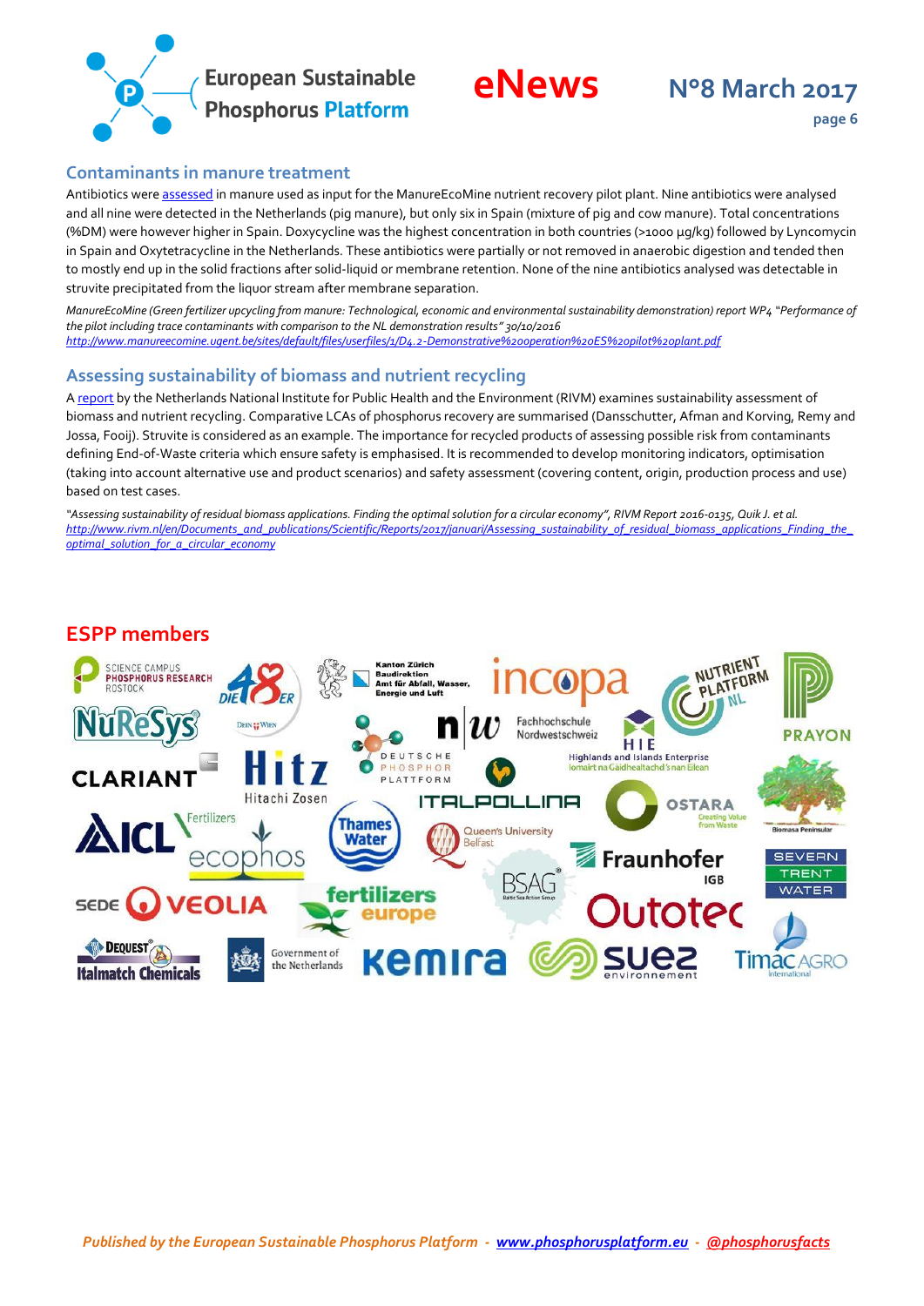## Contaminants in manure treatment

Antibiotics were assessed in manure used as input for the ManureEcoMine nutrient recovery pilot plant. Nine antibiotics were analysed and all nine were detected in the Netherlands (pig manure), but only six in Spain (mixture of pig and cow manure). Total concentrations (%DM) were however higher in Spain. Doxycycline was the highest concentration in both countries (>1000 µg/kg) followed by Lyncomycin in Spain and Oxytetracycline in the Netherlands. These antibiotics were partially or not removed in anaerobic digestion and tended then to mostly end up in the solid fractions after solid-liquid or membrane retention. None of the nine antibiotics analysed was detectable in struvite precipitated from the liquor stream after membrane separation.

*ManureEcoMine (Green fertilizer upcycling from manure: Technological, economic and environmental sustainability demonstration) report WP4 "Performance of the pilot including trace contaminants with comparison to the NL demonstration results" 30/10/2016*
*http://www.manureecomine.ugent.be/sites/default/files/userfiles/1/D4.2-Demonstrative%20operation%20ES%20pilot%20plant.pdf*

## Assessing sustainability of biomass and nutrient recycling

A report by the Netherlands National Institute for Public Health and the Environment (RIVM) examines sustainability assessment of biomass and nutrient recycling. Comparative LCAs of phosphorus recovery are summarised (Dansschutter, Afman and Korving, Remy and Jossa, Fooij). Struvite is considered as an example. The importance for recycled products of assessing possible risk from contaminants defining End-of-Waste criteria which ensure safety is emphasised. It is recommended to develop monitoring indicators, optimisation (taking into account alternative use and product scenarios) and safety assessment (covering content, origin, production process and use) based on test cases.

*"Assessing sustainability of residual biomass applications. Finding the optimal solution for a circular economy", RIVM Report 2016-0135, Quik J. et al.*
*http://www.rivm.nl/en/Documents_and_publications/Scientific/Reports/2017/januari/Assessing_sustainability_of_residual_biomass_applications_Finding_the_optimal_solution_for_a_circular_economy*

## ESPP members

Science Campus Phosphorus Research Rostock · Die 48er · Kanton Zürich Baudirektion Amt für Abfall, Wasser, Energie und Luft · incopa · Nutrient Platform NL · Prayon · NuReSys · Fachhochschule Nordwestschweiz · HIE Highlands and Islands Enterprise · Clariant · Hitz Hitachi Zosen · Deutsche Phosphor Plattform · Italpollina · Ostara · Biomasa Peninsular · ICL Fertilizers · ecophos · Thames Water · Queen's University Belfast · Fraunhofer IGB · BSAG · Severn Trent Water · SEDE Veolia · Fertilizers Europe · Outotec · Dequest Italmatch Chemicals · Government of the Netherlands · Kemira · Suez environnement · Timac Agro International

*Published by the European Sustainable Phosphorus Platform - www.phosphorusplatform.eu - @phosphorusfacts*